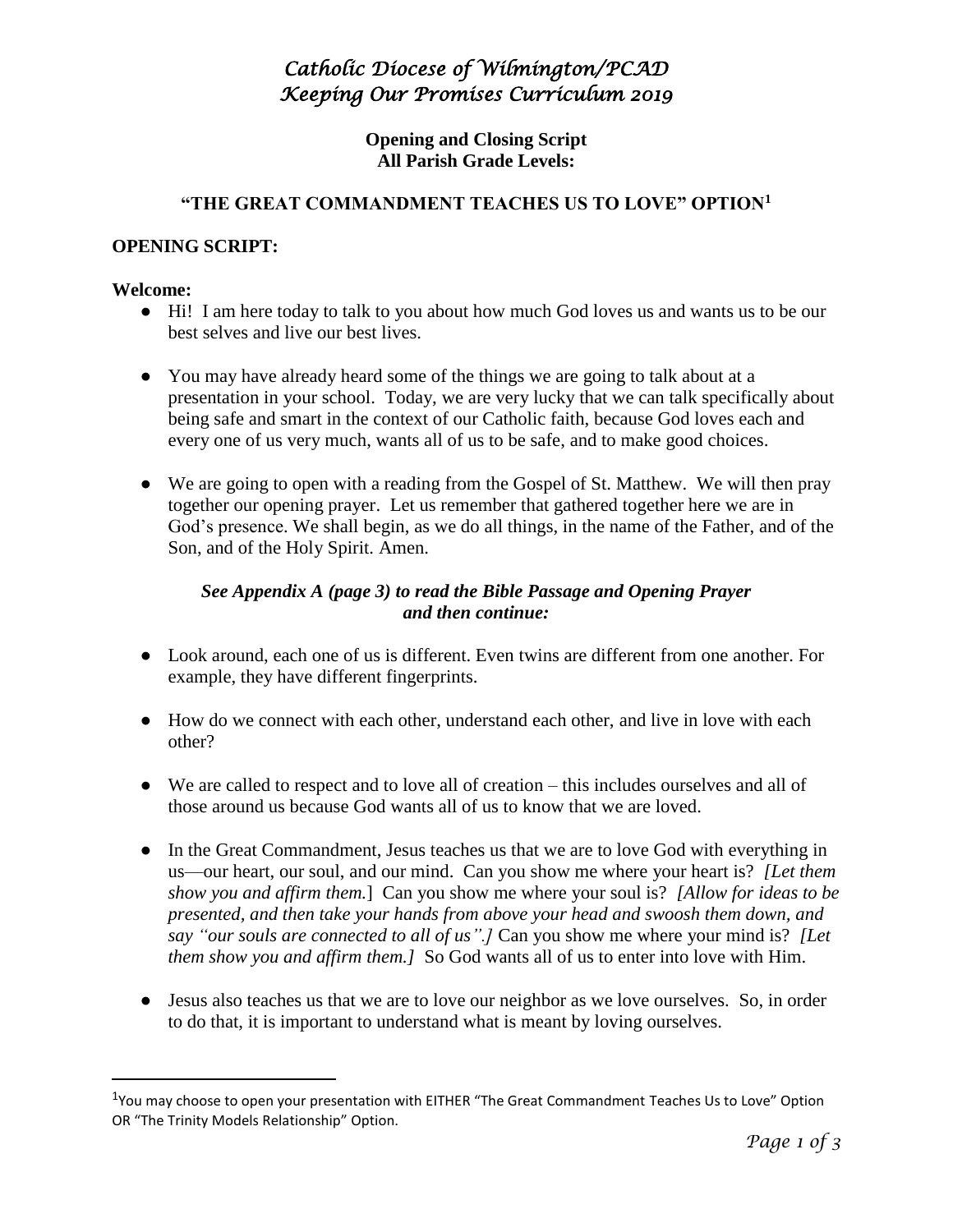# *Catholic Diocese of Wilmington/PCAD*
# *Keeping Our Promises Curriculum 2019*

**Opening and Closing Script**
**All Parish Grade Levels:**

## "THE GREAT COMMANDMENT TEACHES US TO LOVE" OPTION[1]

## OPENING SCRIPT:

**Welcome:**

- Hi! I am here today to talk to you about how much God loves us and wants us to be our best selves and live our best lives.

- You may have already heard some of the things we are going to talk about at a presentation in your school. Today, we are very lucky that we can talk specifically about being safe and smart in the context of our Catholic faith, because God loves each and every one of us very much, wants all of us to be safe, and to make good choices.

- We are going to open with a reading from the Gospel of St. Matthew. We will then pray together our opening prayer. Let us remember that gathered together here we are in God's presence. We shall begin, as we do all things, in the name of the Father, and of the Son, and of the Holy Spirit. Amen.

***See Appendix A (page 3) to read the Bible Passage and Opening Prayer and then continue:***

- Look around, each one of us is different. Even twins are different from one another. For example, they have different fingerprints.

- How do we connect with each other, understand each other, and live in love with each other?

- We are called to respect and to love all of creation – this includes ourselves and all of those around us because God wants all of us to know that we are loved.

- In the Great Commandment, Jesus teaches us that we are to love God with everything in us—our heart, our soul, and our mind. Can you show me where your heart is? *[Let them show you and affirm them.]* Can you show me where your soul is? *[Allow for ideas to be presented, and then take your hands from above your head and swoosh them down, and say "our souls are connected to all of us".]* Can you show me where your mind is? *[Let them show you and affirm them.]* So God wants all of us to enter into love with Him.

- Jesus also teaches us that we are to love our neighbor as we love ourselves. So, in order to do that, it is important to understand what is meant by loving ourselves.

---

[1] You may choose to open your presentation with EITHER "The Great Commandment Teaches Us to Love" Option OR "The Trinity Models Relationship" Option.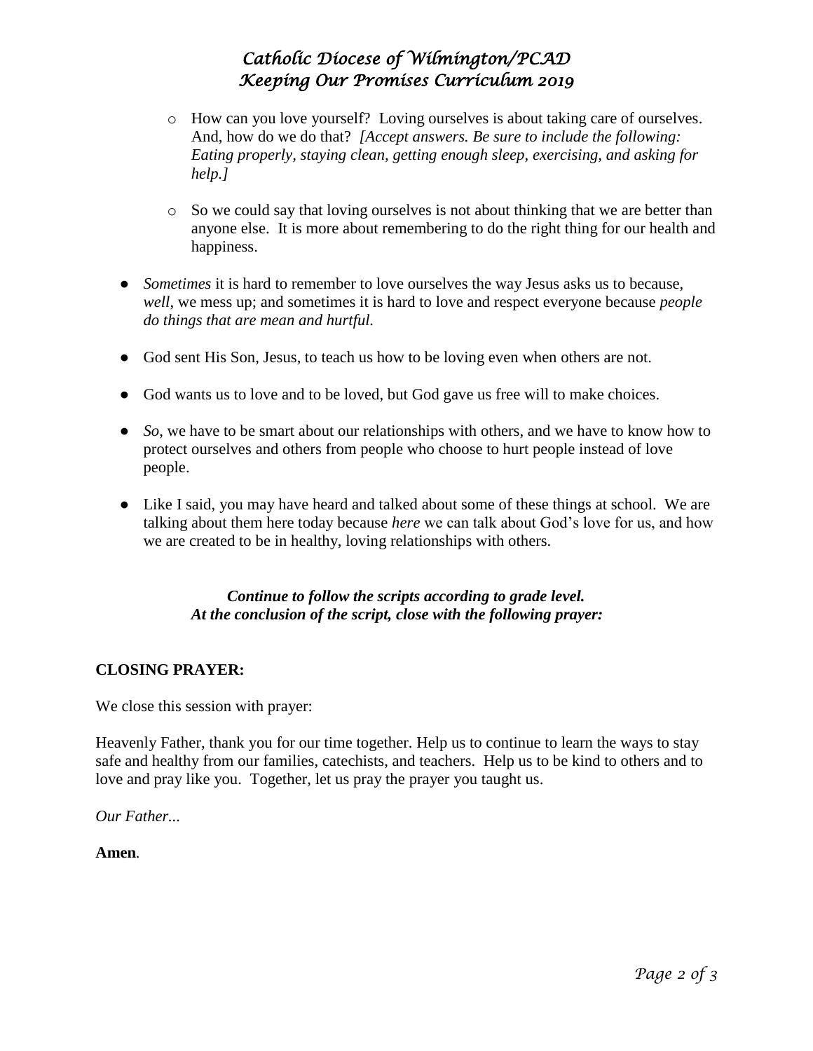- How can you love yourself? Loving ourselves is about taking care of ourselves. And, how do we do that? *[Accept answers. Be sure to include the following: Eating properly, staying clean, getting enough sleep, exercising, and asking for help.]*

- So we could say that loving ourselves is not about thinking that we are better than anyone else. It is more about remembering to do the right thing for our health and happiness.

- *Sometimes* it is hard to remember to love ourselves the way Jesus asks us to because, *well*, we mess up; and sometimes it is hard to love and respect everyone because *people do things that are mean and hurtful*.

- God sent His Son, Jesus, to teach us how to be loving even when others are not.

- God wants us to love and to be loved, but God gave us free will to make choices.

- *So*, we have to be smart about our relationships with others, and we have to know how to protect ourselves and others from people who choose to hurt people instead of love people.

- Like I said, you may have heard and talked about some of these things at school. We are talking about them here today because *here* we can talk about God's love for us, and how we are created to be in healthy, loving relationships with others.

***Continue to follow the scripts according to grade level.***
***At the conclusion of the script, close with the following prayer:***

**CLOSING PRAYER:**

We close this session with prayer:

Heavenly Father, thank you for our time together. Help us to continue to learn the ways to stay safe and healthy from our families, catechists, and teachers. Help us to be kind to others and to love and pray like you. Together, let us pray the prayer you taught us.

*Our Father...*

**Amen**.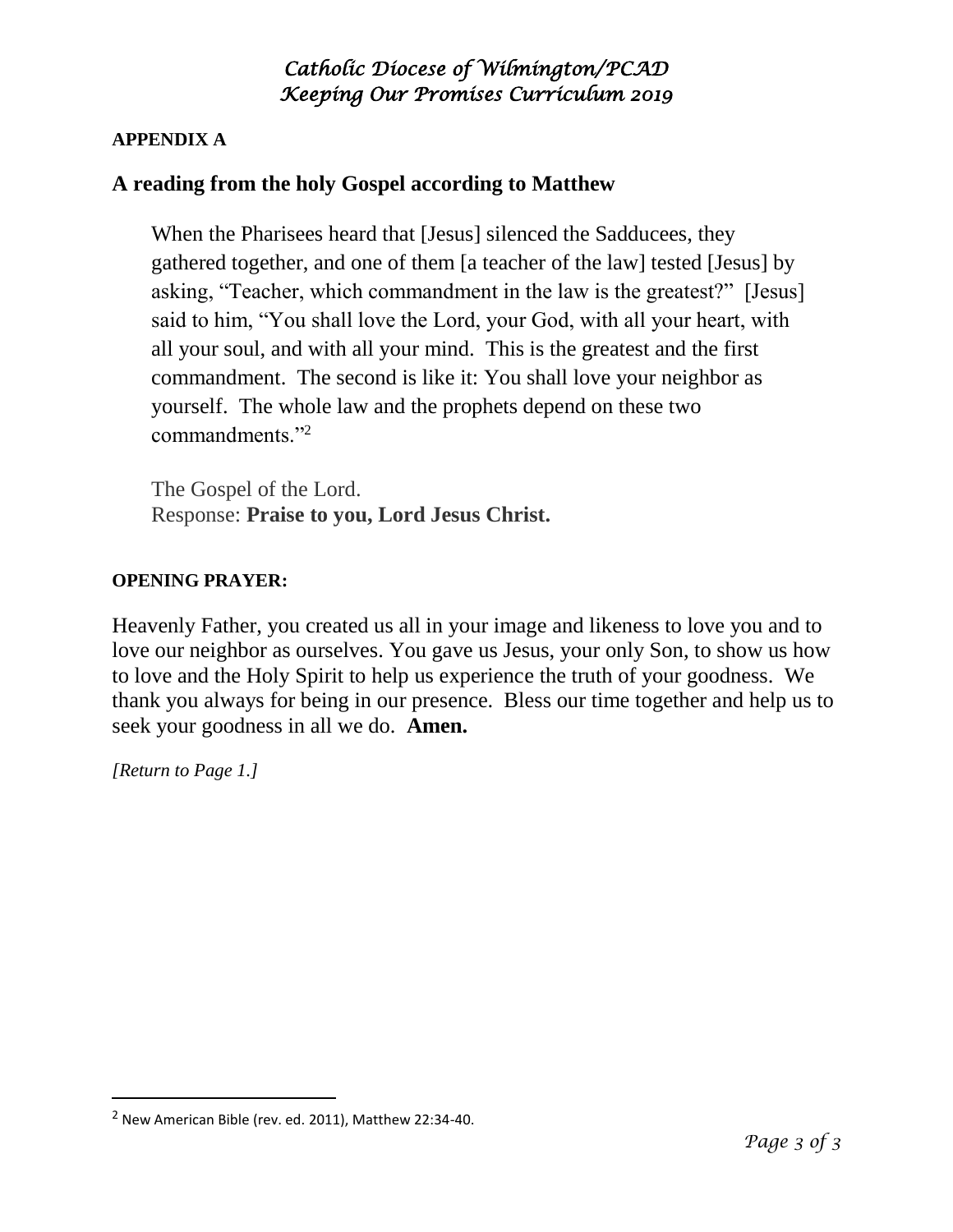**APPENDIX A**

## A reading from the holy Gospel according to Matthew

When the Pharisees heard that [Jesus] silenced the Sadducees, they gathered together, and one of them [a teacher of the law] tested [Jesus] by asking, "Teacher, which commandment in the law is the greatest?" [Jesus] said to him, "You shall love the Lord, your God, with all your heart, with all your soul, and with all your mind. This is the greatest and the first commandment. The second is like it: You shall love your neighbor as yourself. The whole law and the prophets depend on these two commandments."[2]

The Gospel of the Lord.
Response: **Praise to you, Lord Jesus Christ.**

**OPENING PRAYER:**

Heavenly Father, you created us all in your image and likeness to love you and to love our neighbor as ourselves. You gave us Jesus, your only Son, to show us how to love and the Holy Spirit to help us experience the truth of your goodness. We thank you always for being in our presence. Bless our time together and help us to seek your goodness in all we do. **Amen.**

*[Return to Page 1.]*

---

[2] New American Bible (rev. ed. 2011), Matthew 22:34-40.